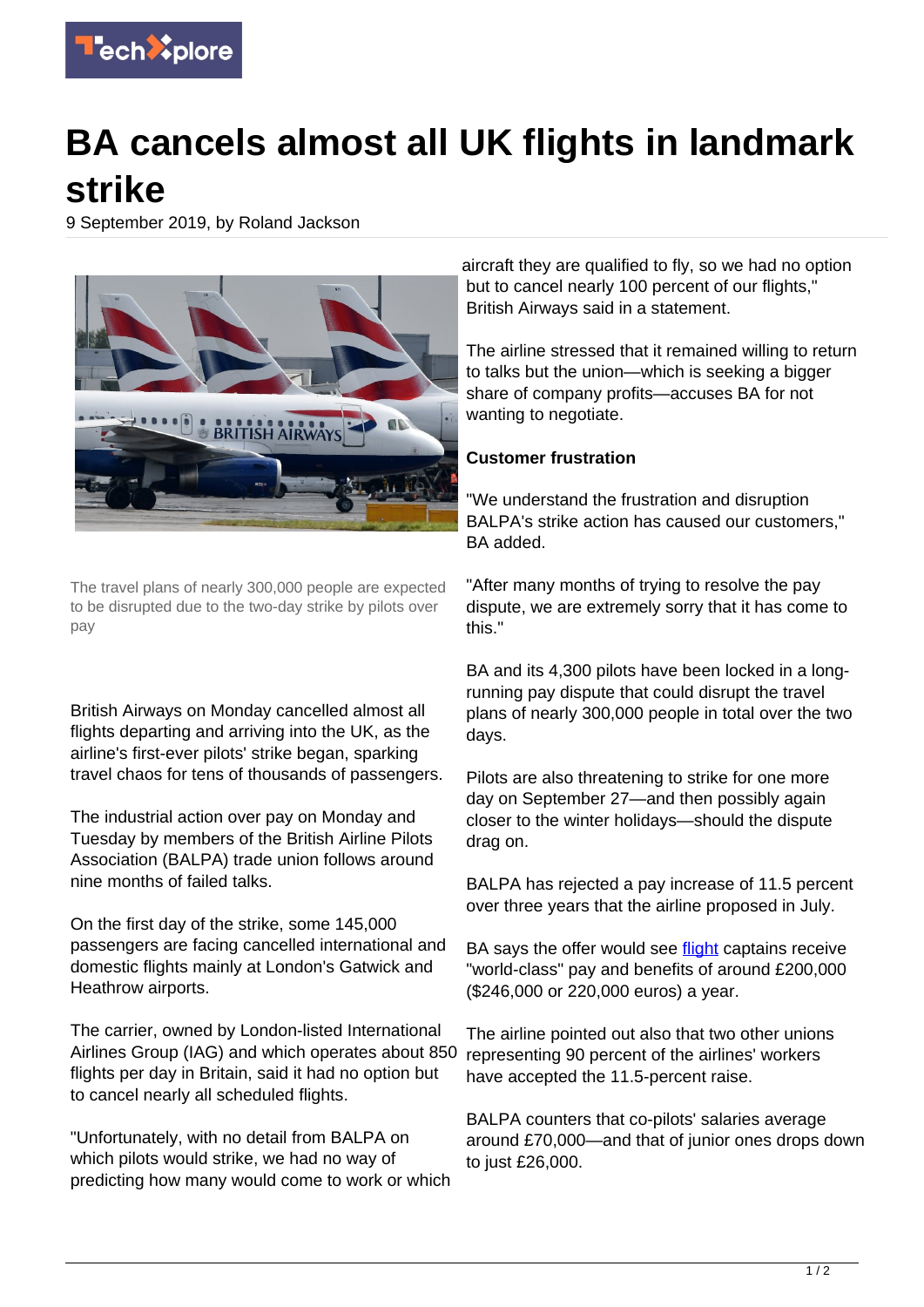# BA cancels almost all UK flights in landmark strike

9 September 2019, by Roland Jackson

The travel plans of nearly 300,000 people are expected to be disrupted due to the two-day strike by pilots over pay

British Airways on Monday cancelled almost all flights departing and arriving into the UK, as the airline's first-ever pilots' strike began, sparking travel chaos for tens of thousands of passengers.

The industrial action over pay on Monday and Tuesday by members of the British Airline Pilots Association (BALPA) trade union follows around nine months of failed talks.

On the first day of the strike, some 145,000 passengers are facing cancelled international and domestic flights mainly at London's Gatwick and Heathrow airports.

The carrier, owned by London-listed International Airlines Group (IAG) and which operates about 850 flights per day in Britain, said it had no option but to cancel nearly all scheduled flights.

"Unfortunately, with no detail from BALPA on which pilots would strike, we had no way of predicting how many would come to work or which aircraft they are qualified to fly, so we had no option but to cancel nearly 100 percent of our flights," British Airways said in a statement.

The airline stressed that it remained willing to return to talks but the union—which is seeking a bigger share of company profits—accuses BA for not wanting to negotiate.

**Customer frustration**

"We understand the frustration and disruption BALPA's strike action has caused our customers," BA added.

"After many months of trying to resolve the pay dispute, we are extremely sorry that it has come to this."

BA and its 4,300 pilots have been locked in a long-running pay dispute that could disrupt the travel plans of nearly 300,000 people in total over the two days.

Pilots are also threatening to strike for one more day on September 27—and then possibly again closer to the winter holidays—should the dispute drag on.

BALPA has rejected a pay increase of 11.5 percent over three years that the airline proposed in July.

BA says the offer would see flight captains receive "world-class" pay and benefits of around £200,000 ($246,000 or 220,000 euros) a year.

The airline pointed out also that two other unions representing 90 percent of the airlines' workers have accepted the 11.5-percent raise.

BALPA counters that co-pilots' salaries average around £70,000—and that of junior ones drops down to just £26,000.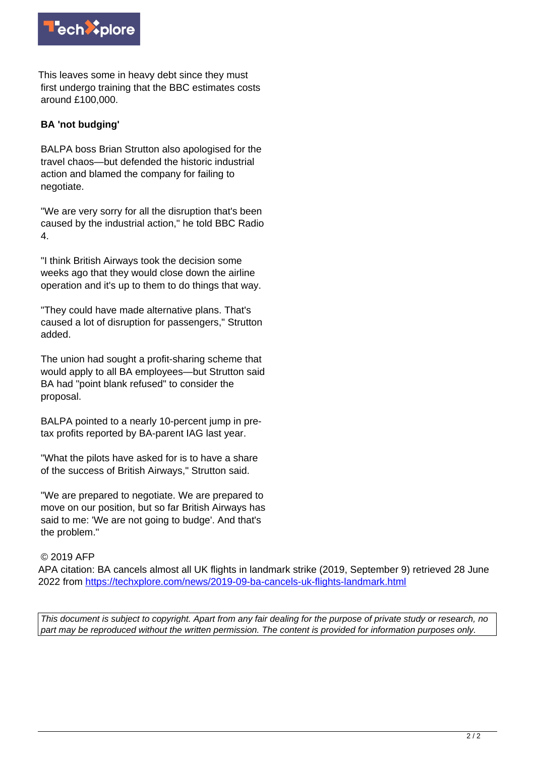This leaves some in heavy debt since they must first undergo training that the BBC estimates costs around £100,000.

**BA 'not budging'**

BALPA boss Brian Strutton also apologised for the travel chaos—but defended the historic industrial action and blamed the company for failing to negotiate.

"We are very sorry for all the disruption that's been caused by the industrial action," he told BBC Radio 4.

"I think British Airways took the decision some weeks ago that they would close down the airline operation and it's up to them to do things that way.

"They could have made alternative plans. That's caused a lot of disruption for passengers," Strutton added.

The union had sought a profit-sharing scheme that would apply to all BA employees—but Strutton said BA had "point blank refused" to consider the proposal.

BALPA pointed to a nearly 10-percent jump in pre-tax profits reported by BA-parent IAG last year.

"What the pilots have asked for is to have a share of the success of British Airways," Strutton said.

"We are prepared to negotiate. We are prepared to move on our position, but so far British Airways has said to me: 'We are not going to budge'. And that's the problem."

© 2019 AFP

APA citation: BA cancels almost all UK flights in landmark strike (2019, September 9) retrieved 28 June 2022 from https://techxplore.com/news/2019-09-ba-cancels-uk-flights-landmark.html

*This document is subject to copyright. Apart from any fair dealing for the purpose of private study or research, no part may be reproduced without the written permission. The content is provided for information purposes only.*